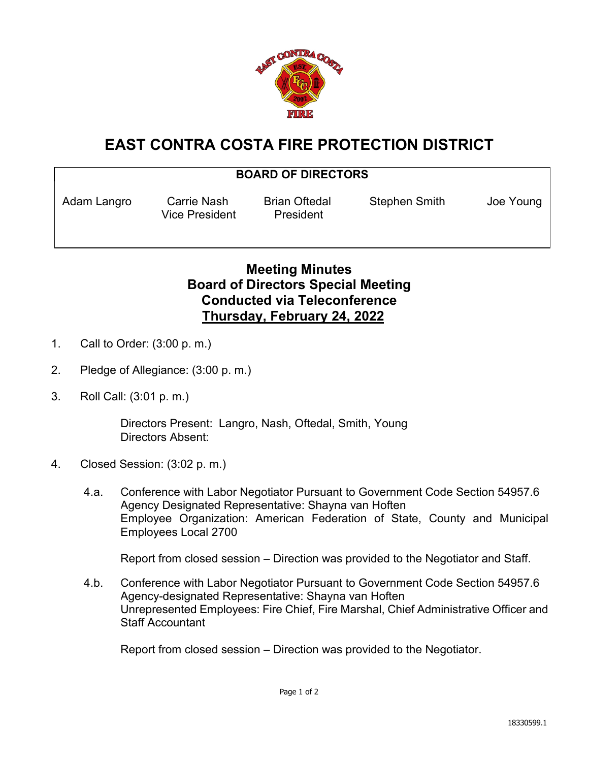# EAST CONTRA COSTA FIRE PROTECTION DISTRICT

**BOARD OF DIRECTORS**

| Adam Langro | Carrie Nash<br>Vice President | Brian Oftedal<br>President | Stephen Smith | Joe Young |
|---|---|---|---|---|

## Meeting Minutes
## Board of Directors Special Meeting
## Conducted via Teleconference
## Thursday, February 24, 2022

1. Call to Order: (3:00 p. m.)

2. Pledge of Allegiance: (3:00 p. m.)

3. Roll Call: (3:01 p. m.)

   Directors Present: Langro, Nash, Oftedal, Smith, Young
   Directors Absent:

4. Closed Session: (3:02 p. m.)

   4.a. Conference with Labor Negotiator Pursuant to Government Code Section 54957.6
   Agency Designated Representative: Shayna van Hoften
   Employee Organization: American Federation of State, County and Municipal Employees Local 2700

   Report from closed session – Direction was provided to the Negotiator and Staff.

   4.b. Conference with Labor Negotiator Pursuant to Government Code Section 54957.6
   Agency-designated Representative: Shayna van Hoften
   Unrepresented Employees: Fire Chief, Fire Marshal, Chief Administrative Officer and Staff Accountant

   Report from closed session – Direction was provided to the Negotiator.

18330599.1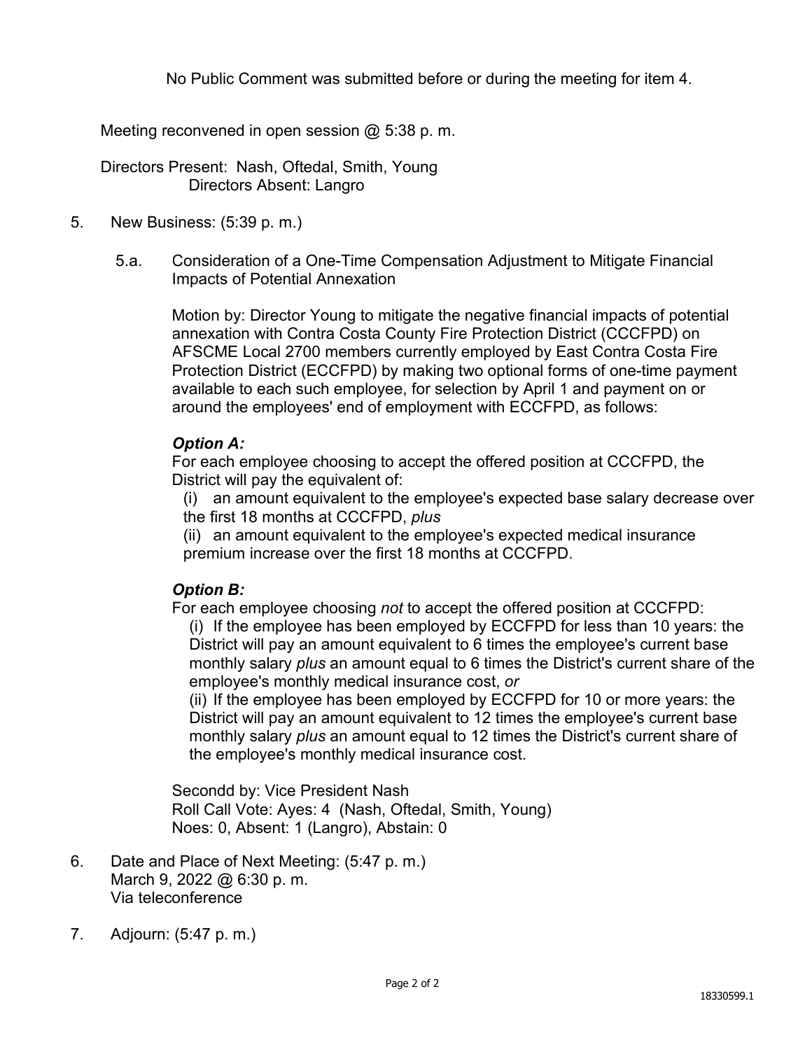No Public Comment was submitted before or during the meeting for item 4.

Meeting reconvened in open session @ 5:38 p. m.

Directors Present: Nash, Oftedal, Smith, Young
Directors Absent: Langro

5. New Business: (5:39 p. m.)

   5.a. Consideration of a One-Time Compensation Adjustment to Mitigate Financial Impacts of Potential Annexation

   Motion by: Director Young to mitigate the negative financial impacts of potential annexation with Contra Costa County Fire Protection District (CCCFPD) on AFSCME Local 2700 members currently employed by East Contra Costa Fire Protection District (ECCFPD) by making two optional forms of one-time payment available to each such employee, for selection by April 1 and payment on or around the employees' end of employment with ECCFPD, as follows:

   ***Option A:***
   For each employee choosing to accept the offered position at CCCFPD, the District will pay the equivalent of:
   (i) an amount equivalent to the employee's expected base salary decrease over the first 18 months at CCCFPD, *plus*
   (ii) an amount equivalent to the employee's expected medical insurance premium increase over the first 18 months at CCCFPD.

   ***Option B:***
   For each employee choosing *not* to accept the offered position at CCCFPD:
   (i) If the employee has been employed by ECCFPD for less than 10 years: the District will pay an amount equivalent to 6 times the employee's current base monthly salary *plus* an amount equal to 6 times the District's current share of the employee's monthly medical insurance cost, *or*
   (ii) If the employee has been employed by ECCFPD for 10 or more years: the District will pay an amount equivalent to 12 times the employee's current base monthly salary *plus* an amount equal to 12 times the District's current share of the employee's monthly medical insurance cost.

   Secondd by: Vice President Nash
   Roll Call Vote: Ayes: 4 (Nash, Oftedal, Smith, Young)
   Noes: 0, Absent: 1 (Langro), Abstain: 0

6. Date and Place of Next Meeting: (5:47 p. m.)
   March 9, 2022 @ 6:30 p. m.
   Via teleconference

7. Adjourn: (5:47 p. m.)

18330599.1